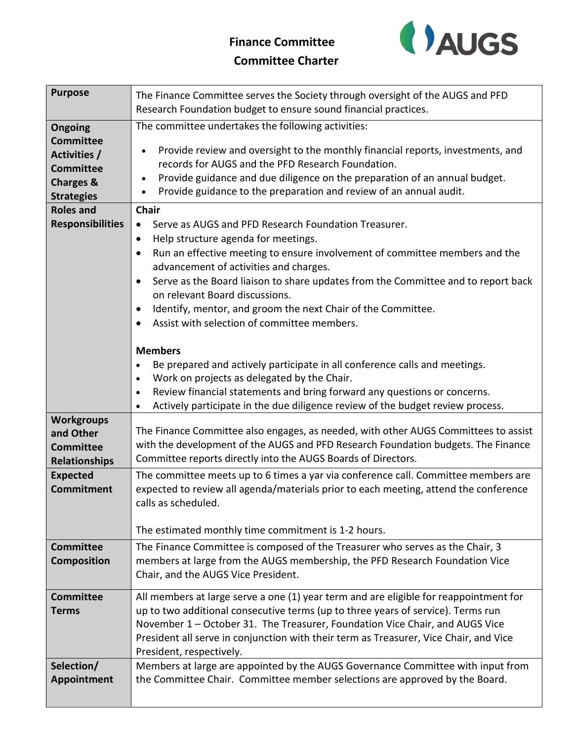# Finance Committee

## Committee Charter

| | |
|---|---|
| **Purpose** | The Finance Committee serves the Society through oversight of the AUGS and PFD Research Foundation budget to ensure sound financial practices. |
| **Ongoing Committee Activities / Committee Charges & Strategies** | The committee undertakes the following activities:<br><br>• Provide review and oversight to the monthly financial reports, investments, and records for AUGS and the PFD Research Foundation.<br>• Provide guidance and due diligence on the preparation of an annual budget.<br>• Provide guidance to the preparation and review of an annual audit. |
| **Roles and Responsibilities** | **Chair**<br>• Serve as AUGS and PFD Research Foundation Treasurer.<br>• Help structure agenda for meetings.<br>• Run an effective meeting to ensure involvement of committee members and the advancement of activities and charges.<br>• Serve as the Board liaison to share updates from the Committee and to report back on relevant Board discussions.<br>• Identify, mentor, and groom the next Chair of the Committee.<br>• Assist with selection of committee members.<br><br>**Members**<br>• Be prepared and actively participate in all conference calls and meetings.<br>• Work on projects as delegated by the Chair.<br>• Review financial statements and bring forward any questions or concerns.<br>• Actively participate in the due diligence review of the budget review process. |
| **Workgroups and Other Committee Relationships** | The Finance Committee also engages, as needed, with other AUGS Committees to assist with the development of the AUGS and PFD Research Foundation budgets. The Finance Committee reports directly into the AUGS Boards of Directors. |
| **Expected Commitment** | The committee meets up to 6 times a yar via conference call. Committee members are expected to review all agenda/materials prior to each meeting, attend the conference calls as scheduled.<br><br>The estimated monthly time commitment is 1-2 hours. |
| **Committee Composition** | The Finance Committee is composed of the Treasurer who serves as the Chair, 3 members at large from the AUGS membership, the PFD Research Foundation Vice Chair, and the AUGS Vice President. |
| **Committee Terms** | All members at large serve a one (1) year term and are eligible for reappointment for up to two additional consecutive terms (up to three years of service). Terms run November 1 – October 31. The Treasurer, Foundation Vice Chair, and AUGS Vice President all serve in conjunction with their term as Treasurer, Vice Chair, and Vice President, respectively. |
| **Selection/ Appointment** | Members at large are appointed by the AUGS Governance Committee with input from the Committee Chair. Committee member selections are approved by the Board. |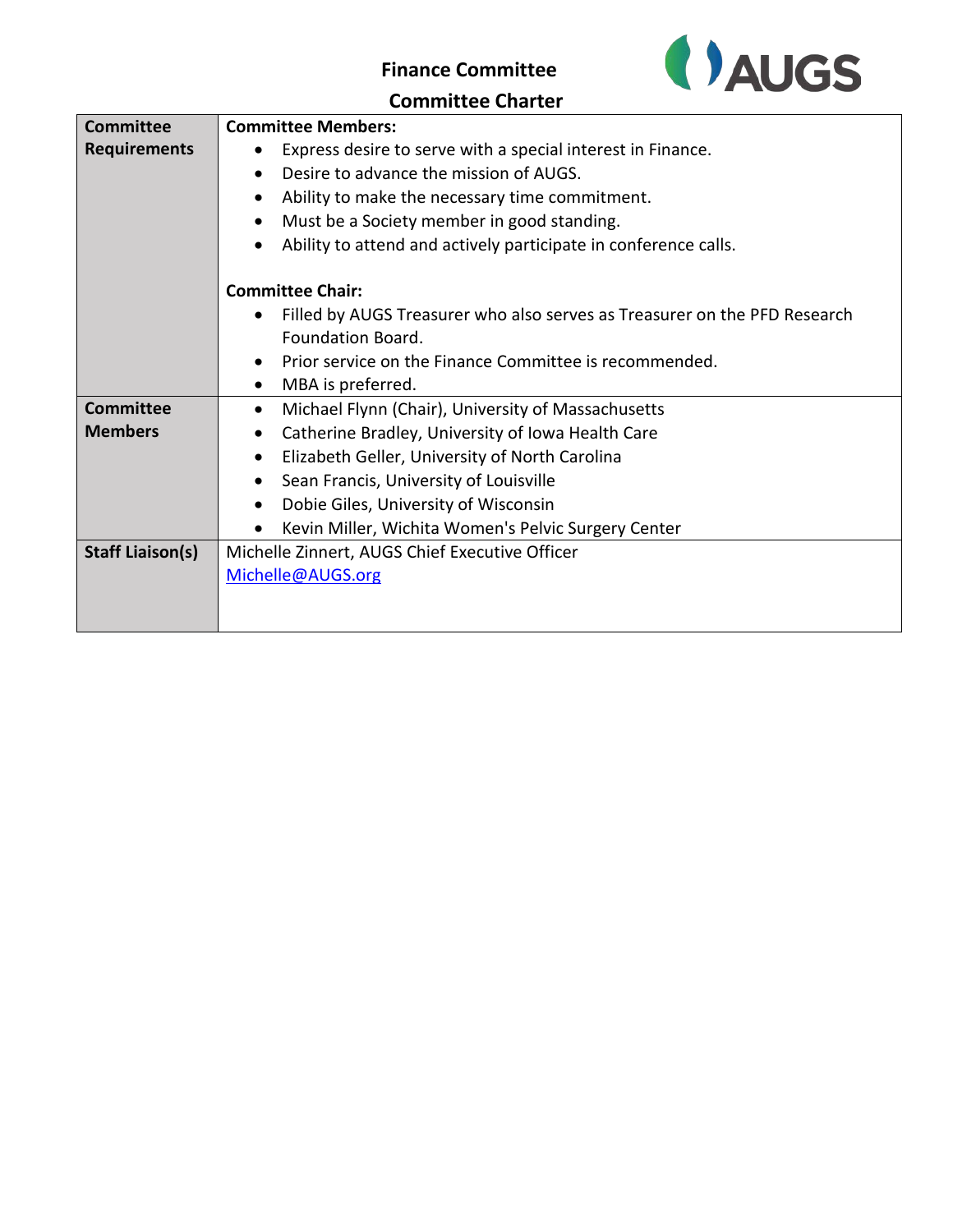**Finance Committee**

**Committee Charter**

| | |
|---|---|
| **Committee Requirements** | **Committee Members:**<br>• Express desire to serve with a special interest in Finance.<br>• Desire to advance the mission of AUGS.<br>• Ability to make the necessary time commitment.<br>• Must be a Society member in good standing.<br>• Ability to attend and actively participate in conference calls.<br><br>**Committee Chair:**<br>• Filled by AUGS Treasurer who also serves as Treasurer on the PFD Research Foundation Board.<br>• Prior service on the Finance Committee is recommended.<br>• MBA is preferred. |
| **Committee Members** | • Michael Flynn (Chair), University of Massachusetts<br>• Catherine Bradley, University of Iowa Health Care<br>• Elizabeth Geller, University of North Carolina<br>• Sean Francis, University of Louisville<br>• Dobie Giles, University of Wisconsin<br>• Kevin Miller, Wichita Women's Pelvic Surgery Center |
| **Staff Liaison(s)** | Michelle Zinnert, AUGS Chief Executive Officer<br>Michelle@AUGS.org |